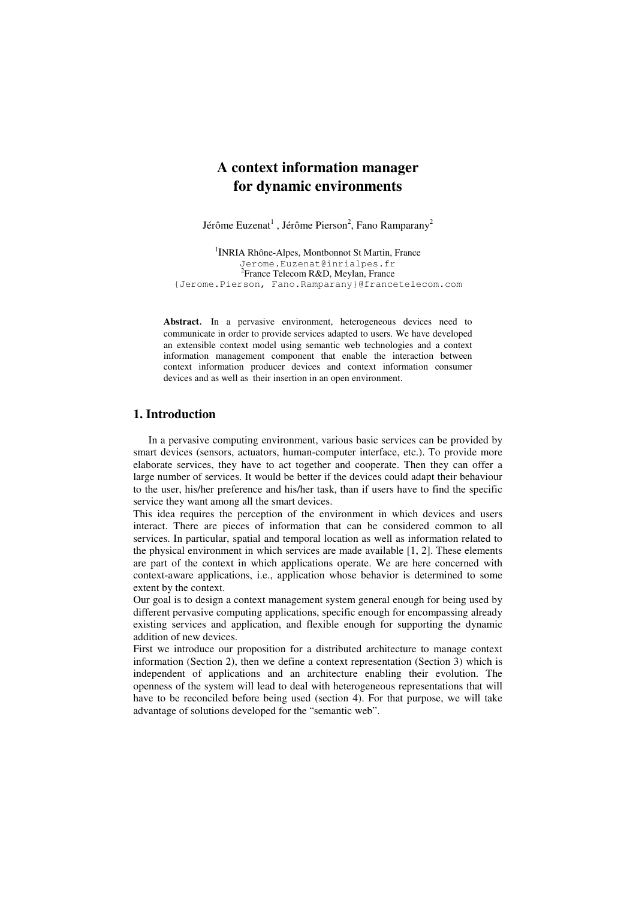# A context information manager for dynamic environments

Jérôme Euzenat[1] , Jérôme Pierson[2], Fano Ramparany[2]

[1]INRIA Rhône-Alpes, Montbonnot St Martin, France
Jerome.Euzenat@inrialpes.fr
[2]France Telecom R&D, Meylan, France
{Jerome.Pierson, Fano.Ramparany}@francetelecom.com

**Abstract.** In a pervasive environment, heterogeneous devices need to communicate in order to provide services adapted to users. We have developed an extensible context model using semantic web technologies and a context information management component that enable the interaction between context information producer devices and context information consumer devices and as well as their insertion in an open environment.

## 1. Introduction

In a pervasive computing environment, various basic services can be provided by smart devices (sensors, actuators, human-computer interface, etc.). To provide more elaborate services, they have to act together and cooperate. Then they can offer a large number of services. It would be better if the devices could adapt their behaviour to the user, his/her preference and his/her task, than if users have to find the specific service they want among all the smart devices.

This idea requires the perception of the environment in which devices and users interact. There are pieces of information that can be considered common to all services. In particular, spatial and temporal location as well as information related to the physical environment in which services are made available [1, 2]. These elements are part of the context in which applications operate. We are here concerned with context-aware applications, i.e., application whose behavior is determined to some extent by the context.

Our goal is to design a context management system general enough for being used by different pervasive computing applications, specific enough for encompassing already existing services and application, and flexible enough for supporting the dynamic addition of new devices.

First we introduce our proposition for a distributed architecture to manage context information (Section 2), then we define a context representation (Section 3) which is independent of applications and an architecture enabling their evolution. The openness of the system will lead to deal with heterogeneous representations that will have to be reconciled before being used (section 4). For that purpose, we will take advantage of solutions developed for the "semantic web".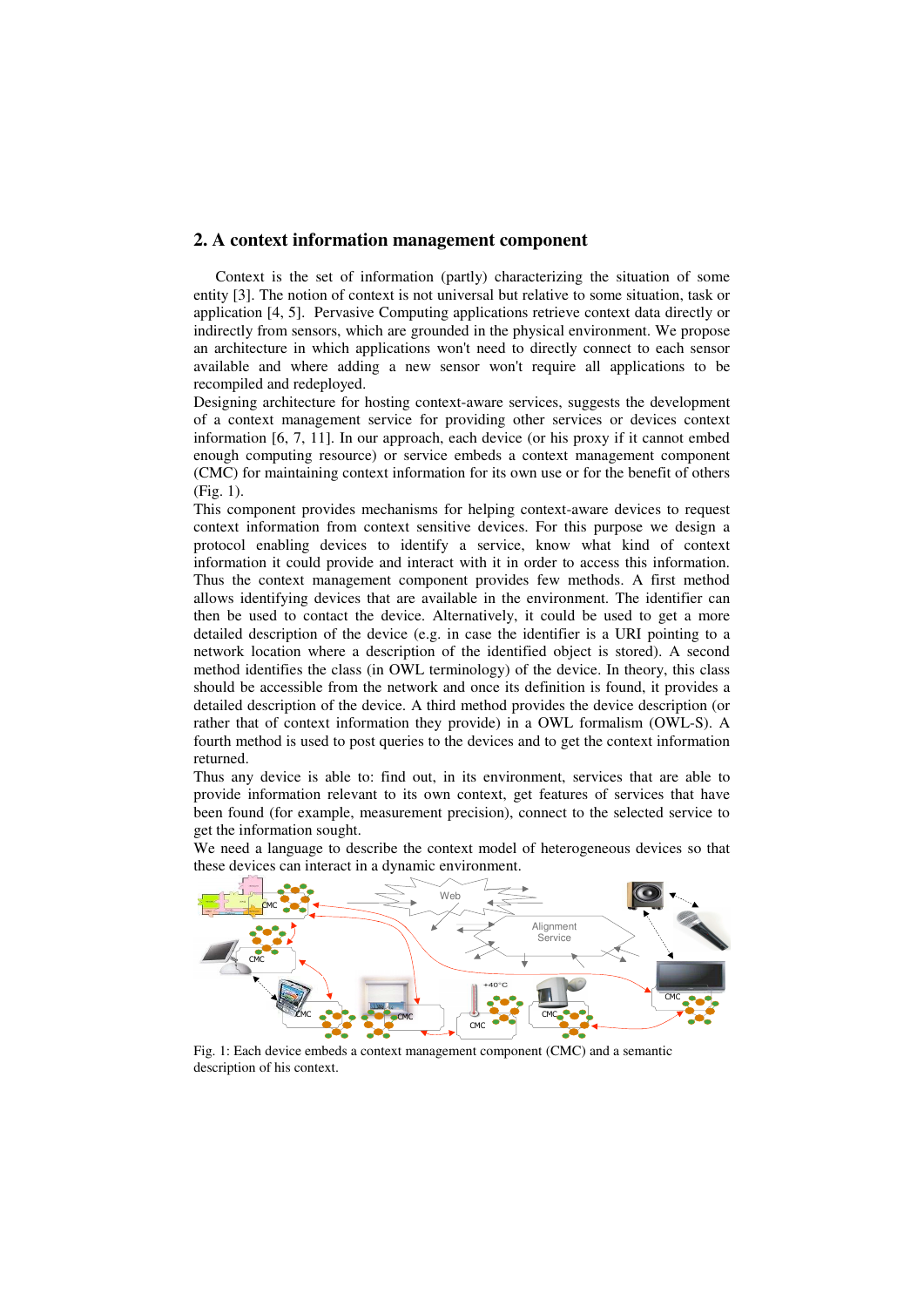## 2. A context information management component

Context is the set of information (partly) characterizing the situation of some entity [3]. The notion of context is not universal but relative to some situation, task or application [4, 5]. Pervasive Computing applications retrieve context data directly or indirectly from sensors, which are grounded in the physical environment. We propose an architecture in which applications won't need to directly connect to each sensor available and where adding a new sensor won't require all applications to be recompiled and redeployed.

Designing architecture for hosting context-aware services, suggests the development of a context management service for providing other services or devices context information [6, 7, 11]. In our approach, each device (or his proxy if it cannot embed enough computing resource) or service embeds a context management component (CMC) for maintaining context information for its own use or for the benefit of others (Fig. 1).

This component provides mechanisms for helping context-aware devices to request context information from context sensitive devices. For this purpose we design a protocol enabling devices to identify a service, know what kind of context information it could provide and interact with it in order to access this information. Thus the context management component provides few methods. A first method allows identifying devices that are available in the environment. The identifier can then be used to contact the device. Alternatively, it could be used to get a more detailed description of the device (e.g. in case the identifier is a URI pointing to a network location where a description of the identified object is stored). A second method identifies the class (in OWL terminology) of the device. In theory, this class should be accessible from the network and once its definition is found, it provides a detailed description of the device. A third method provides the device description (or rather that of context information they provide) in a OWL formalism (OWL-S). A fourth method is used to post queries to the devices and to get the context information returned.

Thus any device is able to: find out, in its environment, services that are able to provide information relevant to its own context, get features of services that have been found (for example, measurement precision), connect to the selected service to get the information sought.

We need a language to describe the context model of heterogeneous devices so that these devices can interact in a dynamic environment.

Fig. 1: Each device embeds a context management component (CMC) and a semantic description of his context.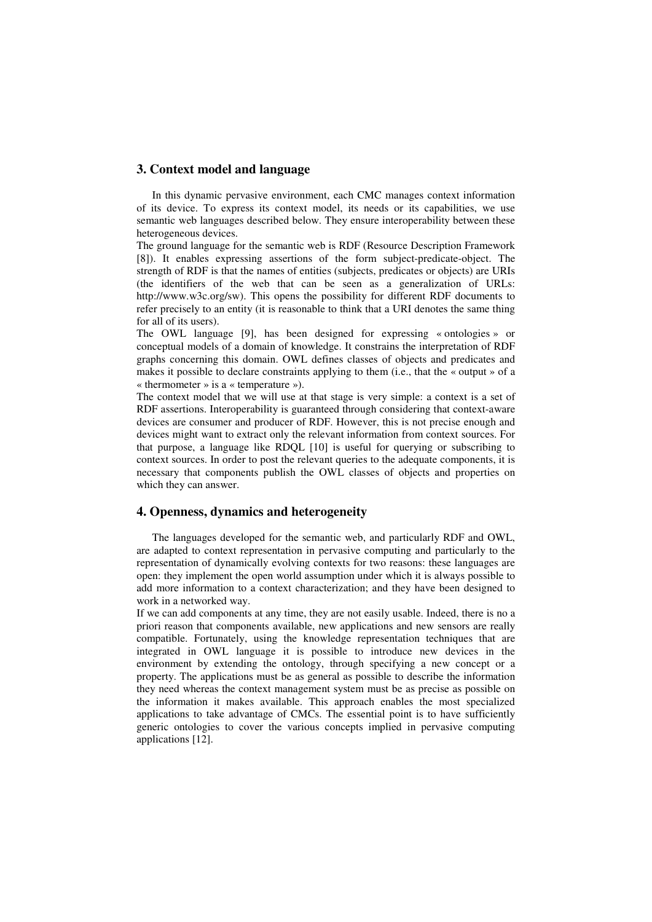## 3. Context model and language

In this dynamic pervasive environment, each CMC manages context information of its device. To express its context model, its needs or its capabilities, we use semantic web languages described below. They ensure interoperability between these heterogeneous devices.

The ground language for the semantic web is RDF (Resource Description Framework [8]). It enables expressing assertions of the form subject-predicate-object. The strength of RDF is that the names of entities (subjects, predicates or objects) are URIs (the identifiers of the web that can be seen as a generalization of URLs: http://www.w3c.org/sw). This opens the possibility for different RDF documents to refer precisely to an entity (it is reasonable to think that a URI denotes the same thing for all of its users).

The OWL language [9], has been designed for expressing « ontologies » or conceptual models of a domain of knowledge. It constrains the interpretation of RDF graphs concerning this domain. OWL defines classes of objects and predicates and makes it possible to declare constraints applying to them (i.e., that the « output » of a « thermometer » is a « temperature »).

The context model that we will use at that stage is very simple: a context is a set of RDF assertions. Interoperability is guaranteed through considering that context-aware devices are consumer and producer of RDF. However, this is not precise enough and devices might want to extract only the relevant information from context sources. For that purpose, a language like RDQL [10] is useful for querying or subscribing to context sources. In order to post the relevant queries to the adequate components, it is necessary that components publish the OWL classes of objects and properties on which they can answer.

## 4. Openness, dynamics and heterogeneity

The languages developed for the semantic web, and particularly RDF and OWL, are adapted to context representation in pervasive computing and particularly to the representation of dynamically evolving contexts for two reasons: these languages are open: they implement the open world assumption under which it is always possible to add more information to a context characterization; and they have been designed to work in a networked way.

If we can add components at any time, they are not easily usable. Indeed, there is no a priori reason that components available, new applications and new sensors are really compatible. Fortunately, using the knowledge representation techniques that are integrated in OWL language it is possible to introduce new devices in the environment by extending the ontology, through specifying a new concept or a property. The applications must be as general as possible to describe the information they need whereas the context management system must be as precise as possible on the information it makes available. This approach enables the most specialized applications to take advantage of CMCs. The essential point is to have sufficiently generic ontologies to cover the various concepts implied in pervasive computing applications [12].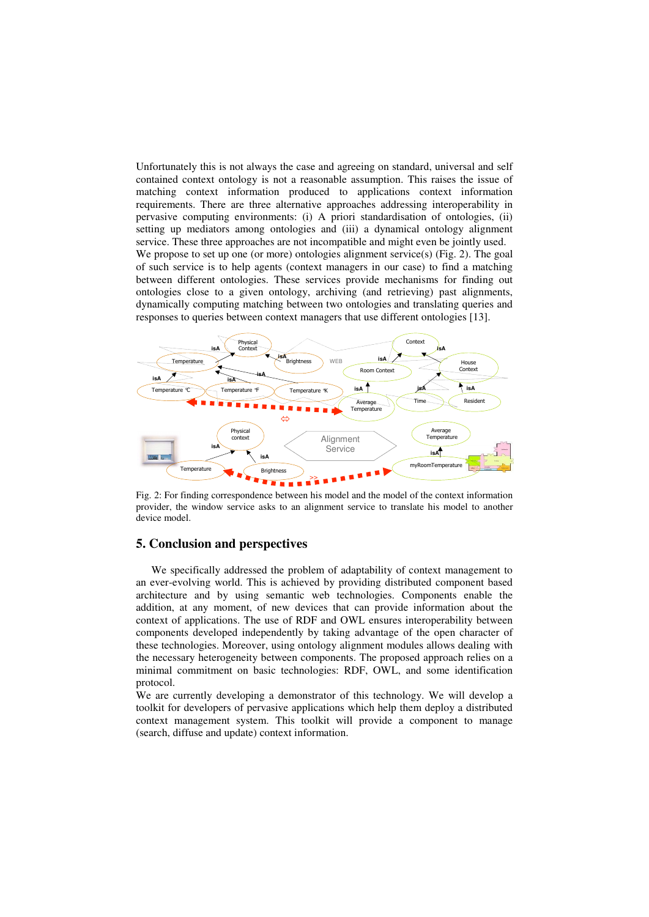Unfortunately this is not always the case and agreeing on standard, universal and self contained context ontology is not a reasonable assumption. This raises the issue of matching context information produced to applications context information requirements. There are three alternative approaches addressing interoperability in pervasive computing environments: (i) A priori standardisation of ontologies, (ii) setting up mediators among ontologies and (iii) a dynamical ontology alignment service. These three approaches are not incompatible and might even be jointly used.
We propose to set up one (or more) ontologies alignment service(s) (Fig. 2). The goal of such service is to help agents (context managers in our case) to find a matching between different ontologies. These services provide mechanisms for finding out ontologies close to a given ontology, archiving (and retrieving) past alignments, dynamically computing matching between two ontologies and translating queries and responses to queries between context managers that use different ontologies [13].

Fig. 2: For finding correspondence between his model and the model of the context information provider, the window service asks to an alignment service to translate his model to another device model.

## 5. Conclusion and perspectives

We specifically addressed the problem of adaptability of context management to an ever-evolving world. This is achieved by providing distributed component based architecture and by using semantic web technologies. Components enable the addition, at any moment, of new devices that can provide information about the context of applications. The use of RDF and OWL ensures interoperability between components developed independently by taking advantage of the open character of these technologies. Moreover, using ontology alignment modules allows dealing with the necessary heterogeneity between components. The proposed approach relies on a minimal commitment on basic technologies: RDF, OWL, and some identification protocol.
We are currently developing a demonstrator of this technology. We will develop a toolkit for developers of pervasive applications which help them deploy a distributed context management system. This toolkit will provide a component to manage (search, diffuse and update) context information.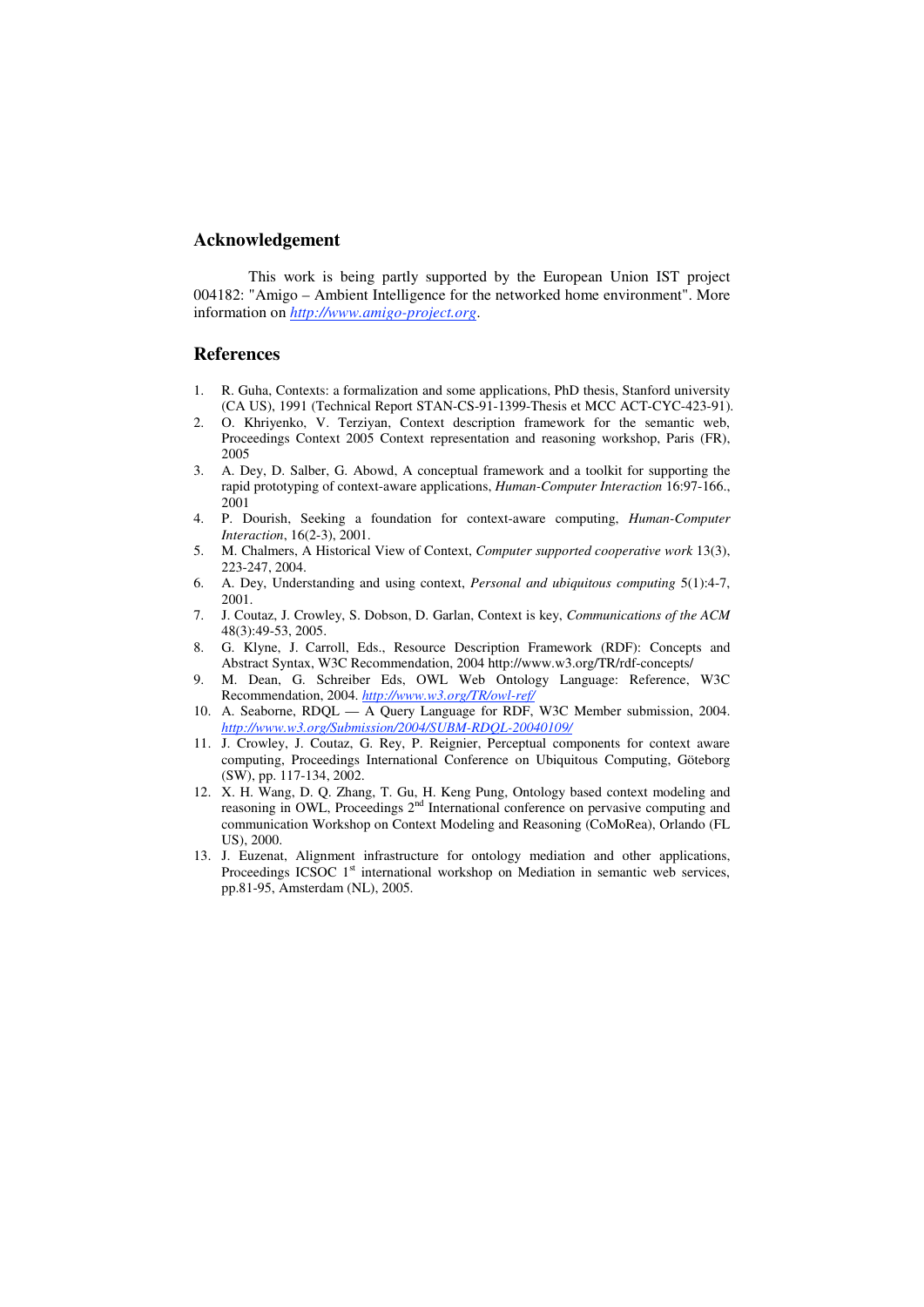## Acknowledgement

This work is being partly supported by the European Union IST project 004182: "Amigo – Ambient Intelligence for the networked home environment". More information on http://www.amigo-project.org.

## References

1. R. Guha, Contexts: a formalization and some applications, PhD thesis, Stanford university (CA US), 1991 (Technical Report STAN-CS-91-1399-Thesis et MCC ACT-CYC-423-91).
2. O. Khriyenko, V. Terziyan, Context description framework for the semantic web, Proceedings Context 2005 Context representation and reasoning workshop, Paris (FR), 2005
3. A. Dey, D. Salber, G. Abowd, A conceptual framework and a toolkit for supporting the rapid prototyping of context-aware applications, *Human-Computer Interaction* 16:97-166., 2001
4. P. Dourish, Seeking a foundation for context-aware computing, *Human-Computer Interaction*, 16(2-3), 2001.
5. M. Chalmers, A Historical View of Context, *Computer supported cooperative work* 13(3), 223-247, 2004.
6. A. Dey, Understanding and using context, *Personal and ubiquitous computing* 5(1):4-7, 2001.
7. J. Coutaz, J. Crowley, S. Dobson, D. Garlan, Context is key, *Communications of the ACM* 48(3):49-53, 2005.
8. G. Klyne, J. Carroll, Eds., Resource Description Framework (RDF): Concepts and Abstract Syntax, W3C Recommendation, 2004 http://www.w3.org/TR/rdf-concepts/
9. M. Dean, G. Schreiber Eds, OWL Web Ontology Language: Reference, W3C Recommendation, 2004. http://www.w3.org/TR/owl-ref/
10. A. Seaborne, RDQL — A Query Language for RDF, W3C Member submission, 2004. http://www.w3.org/Submission/2004/SUBM-RDQL-20040109/
11. J. Crowley, J. Coutaz, G. Rey, P. Reignier, Perceptual components for context aware computing, Proceedings International Conference on Ubiquitous Computing, Göteborg (SW), pp. 117-134, 2002.
12. X. H. Wang, D. Q. Zhang, T. Gu, H. Keng Pung, Ontology based context modeling and reasoning in OWL, Proceedings 2nd International conference on pervasive computing and communication Workshop on Context Modeling and Reasoning (CoMoRea), Orlando (FL US), 2000.
13. J. Euzenat, Alignment infrastructure for ontology mediation and other applications, Proceedings ICSOC 1st international workshop on Mediation in semantic web services, pp.81-95, Amsterdam (NL), 2005.